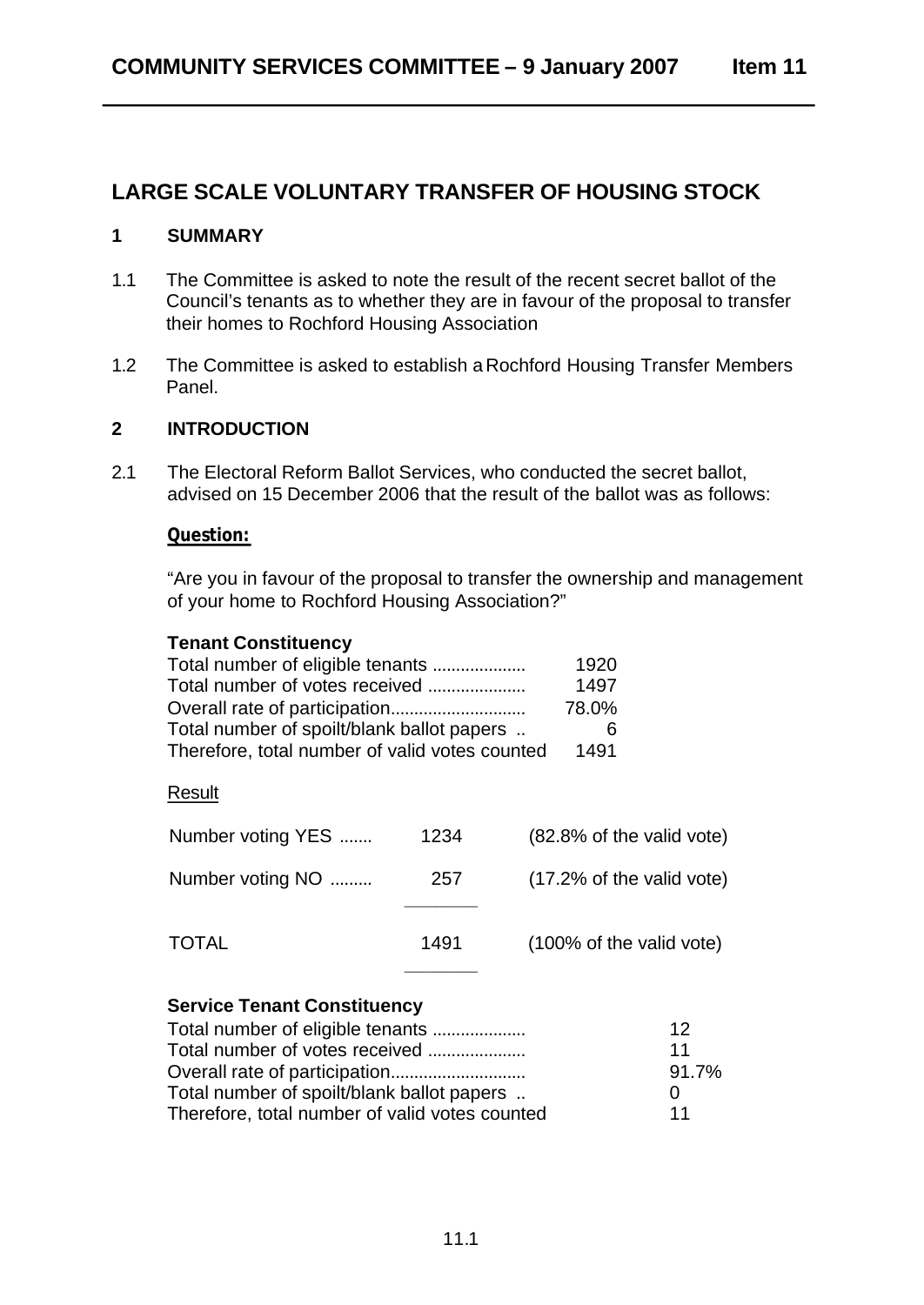# LARGE SCALE VOLUNTARY TRANSFER OF HOUSING STOCK

## 1 SUMMARY

1.1 The Committee is asked to note the result of the recent secret ballot of the Council's tenants as to whether they are in favour of the proposal to transfer their homes to Rochford Housing Association

1.2 The Committee is asked to establish a Rochford Housing Transfer Members Panel.

## 2 INTRODUCTION

2.1 The Electoral Reform Ballot Services, who conducted the secret ballot, advised on 15 December 2006 that the result of the ballot was as follows:

***Question:***

"Are you in favour of the proposal to transfer the ownership and management of your home to Rochford Housing Association?"

**Tenant Constituency**

| | |
|---|---|
| Total number of eligible tenants .................... | 1920 |
| Total number of votes received .................... | 1497 |
| Overall rate of participation............................ | 78.0% |
| Total number of spoilt/blank ballot papers .. | 6 |
| Therefore, total number of valid votes counted | 1491 |

Result

| | | |
|---|---|---|
| Number voting YES ....... | 1234 | (82.8% of the valid vote) |
| Number voting NO ......... | 257 | (17.2% of the valid vote) |
| TOTAL | 1491 | (100% of the valid vote) |

**Service Tenant Constituency**

| | |
|---|---|
| Total number of eligible tenants .................... | 12 |
| Total number of votes received .................... | 11 |
| Overall rate of participation............................ | 91.7% |
| Total number of spoilt/blank ballot papers .. | 0 |
| Therefore, total number of valid votes counted | 11 |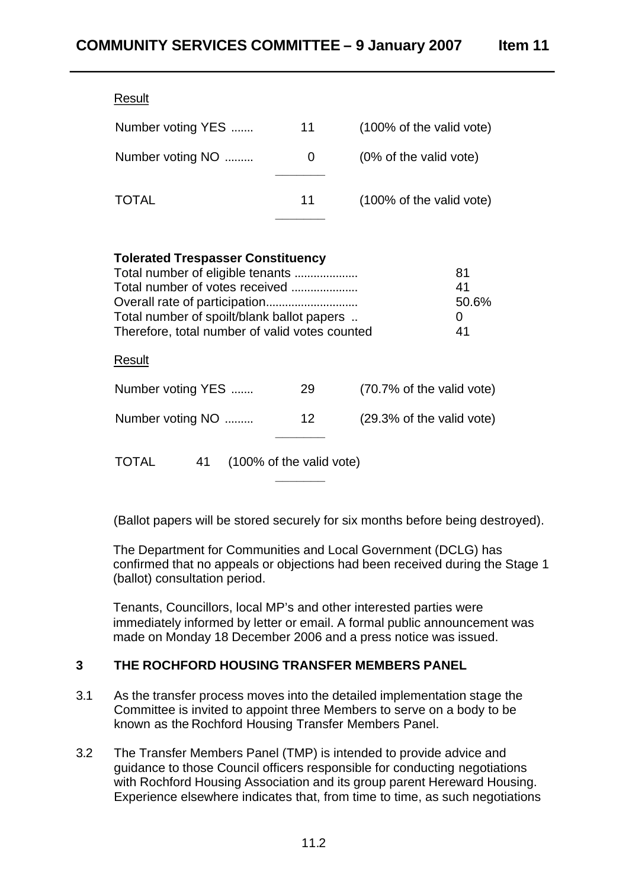Result

| | | |
|---|---|---|
| Number voting YES ....... | 11 | (100% of the valid vote) |
| Number voting NO ......... | 0 | (0% of the valid vote) |
| TOTAL | 11 | (100% of the valid vote) |

**Tolerated Trespasser Constituency**

| | |
|---|---|
| Total number of eligible tenants .................... | 81 |
| Total number of votes received ..................... | 41 |
| Overall rate of participation............................ | 50.6% |
| Total number of spoilt/blank ballot papers .. | 0 |
| Therefore, total number of valid votes counted | 41 |

Result

| | | |
|---|---|---|
| Number voting YES ....... | 29 | (70.7% of the valid vote) |
| Number voting NO ......... | 12 | (29.3% of the valid vote) |
| TOTAL | 41 | (100% of the valid vote) |

(Ballot papers will be stored securely for six months before being destroyed).

The Department for Communities and Local Government (DCLG) has confirmed that no appeals or objections had been received during the Stage 1 (ballot) consultation period.

Tenants, Councillors, local MP's and other interested parties were immediately informed by letter or email. A formal public announcement was made on Monday 18 December 2006 and a press notice was issued.

## 3 THE ROCHFORD HOUSING TRANSFER MEMBERS PANEL

3.1 As the transfer process moves into the detailed implementation stage the Committee is invited to appoint three Members to serve on a body to be known as the Rochford Housing Transfer Members Panel.

3.2 The Transfer Members Panel (TMP) is intended to provide advice and guidance to those Council officers responsible for conducting negotiations with Rochford Housing Association and its group parent Hereward Housing. Experience elsewhere indicates that, from time to time, as such negotiations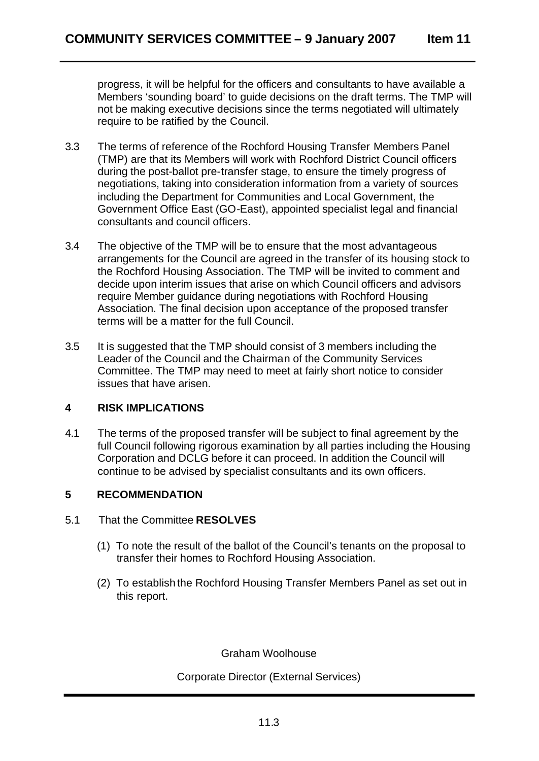progress, it will be helpful for the officers and consultants to have available a Members 'sounding board' to guide decisions on the draft terms. The TMP will not be making executive decisions since the terms negotiated will ultimately require to be ratified by the Council.

3.3 The terms of reference of the Rochford Housing Transfer Members Panel (TMP) are that its Members will work with Rochford District Council officers during the post-ballot pre-transfer stage, to ensure the timely progress of negotiations, taking into consideration information from a variety of sources including the Department for Communities and Local Government, the Government Office East (GO-East), appointed specialist legal and financial consultants and council officers.

3.4 The objective of the TMP will be to ensure that the most advantageous arrangements for the Council are agreed in the transfer of its housing stock to the Rochford Housing Association. The TMP will be invited to comment and decide upon interim issues that arise on which Council officers and advisors require Member guidance during negotiations with Rochford Housing Association. The final decision upon acceptance of the proposed transfer terms will be a matter for the full Council.

3.5 It is suggested that the TMP should consist of 3 members including the Leader of the Council and the Chairman of the Community Services Committee. The TMP may need to meet at fairly short notice to consider issues that have arisen.

## 4 RISK IMPLICATIONS

4.1 The terms of the proposed transfer will be subject to final agreement by the full Council following rigorous examination by all parties including the Housing Corporation and DCLG before it can proceed. In addition the Council will continue to be advised by specialist consultants and its own officers.

## 5 RECOMMENDATION

5.1 That the Committee **RESOLVES**

(1) To note the result of the ballot of the Council's tenants on the proposal to transfer their homes to Rochford Housing Association.

(2) To establish the Rochford Housing Transfer Members Panel as set out in this report.

Graham Woolhouse

Corporate Director (External Services)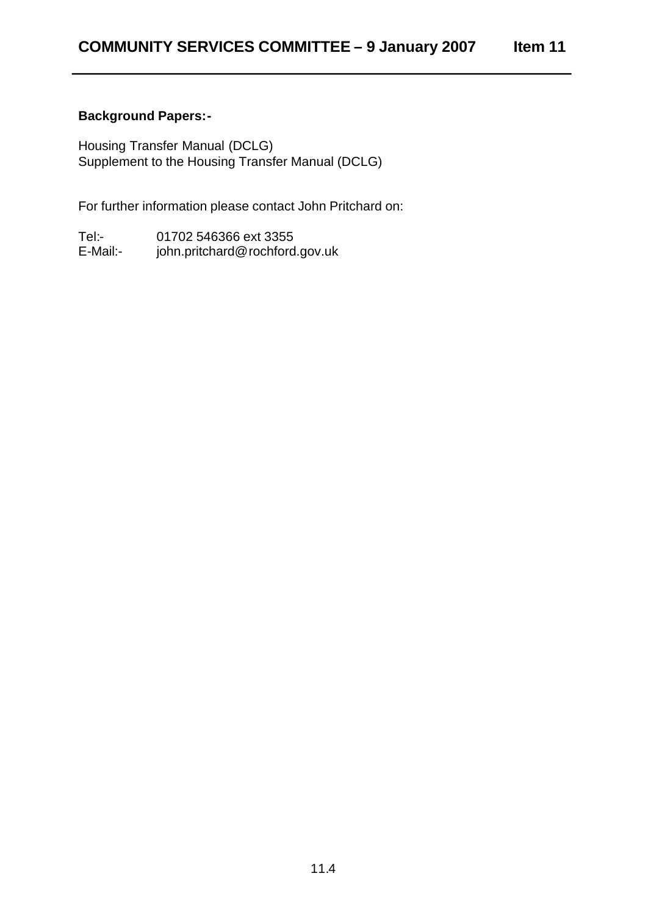**Background Papers:-**

Housing Transfer Manual (DCLG)
Supplement to the Housing Transfer Manual (DCLG)

For further information please contact John Pritchard on:

Tel:- 01702 546366 ext 3355
E-Mail:- john.pritchard@rochford.gov.uk